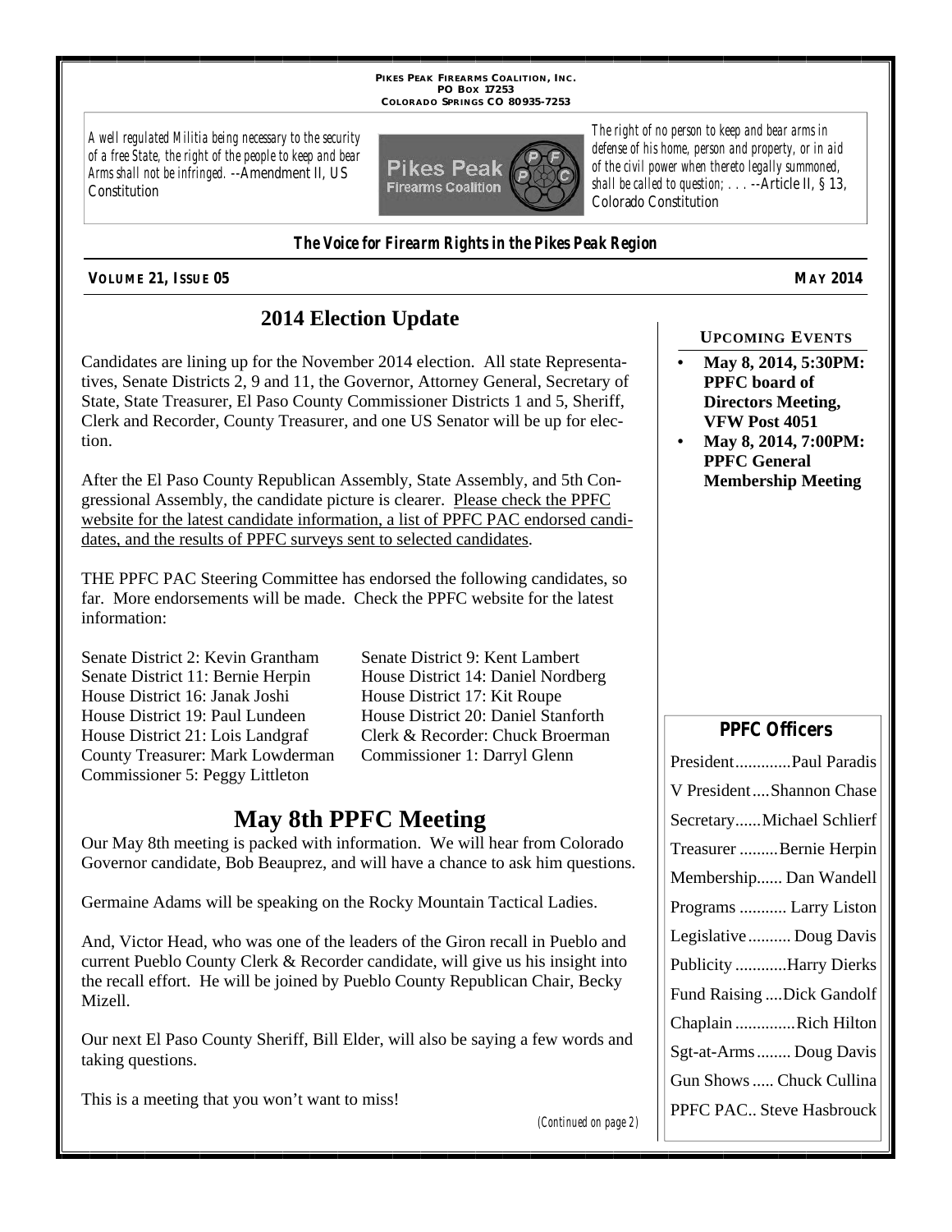PIKES PEAK FIREARMS COALITION, INC.
PO BOX 17253
COLORADO SPRINGS CO 80935-7253

*A well regulated Militia being necessary to the security of a free State, the right of the people to keep and bear Arms shall not be infringed.* --Amendment II, US Constitution

*The right of no person to keep and bear arms in defense of his home, person and property, or in aid of the civil power when thereto legally summoned, shall be called to question; . . .* --Article II, § 13, Colorado Constitution

***The Voice for Firearm Rights in the Pikes Peak Region***

**VOLUME 21, ISSUE 05** **MAY 2014**

# 2014 Election Update

Candidates are lining up for the November 2014 election. All state Representatives, Senate Districts 2, 9 and 11, the Governor, Attorney General, Secretary of State, State Treasurer, El Paso County Commissioner Districts 1 and 5, Sheriff, Clerk and Recorder, County Treasurer, and one US Senator will be up for election.

After the El Paso County Republican Assembly, State Assembly, and 5th Congressional Assembly, the candidate picture is clearer. Please check the PPFC website for the latest candidate information, a list of PPFC PAC endorsed candidates, and the results of PPFC surveys sent to selected candidates.

THE PPFC PAC Steering Committee has endorsed the following candidates, so far. More endorsements will be made. Check the PPFC website for the latest information:

Senate District 2: Kevin Grantham
Senate District 9: Kent Lambert
Senate District 11: Bernie Herpin
House District 14: Daniel Nordberg
House District 16: Janak Joshi
House District 17: Kit Roupe
House District 19: Paul Lundeen
House District 20: Daniel Stanforth
House District 21: Lois Landgraf
Clerk & Recorder: Chuck Broerman
County Treasurer: Mark Lowderman
Commissioner 1: Darryl Glenn
Commissioner 5: Peggy Littleton

# May 8th PPFC Meeting

Our May 8th meeting is packed with information. We will hear from Colorado Governor candidate, Bob Beauprez, and will have a chance to ask him questions.

Germaine Adams will be speaking on the Rocky Mountain Tactical Ladies.

And, Victor Head, who was one of the leaders of the Giron recall in Pueblo and current Pueblo County Clerk & Recorder candidate, will give us his insight into the recall effort. He will be joined by Pueblo County Republican Chair, Becky Mizell.

Our next El Paso County Sheriff, Bill Elder, will also be saying a few words and taking questions.

This is a meeting that you won't want to miss!

*(Continued on page 2)*

### UPCOMING EVENTS

- **May 8, 2014, 5:30PM: PPFC board of Directors Meeting, VFW Post 4051**
- **May 8, 2014, 7:00PM: PPFC General Membership Meeting**

### PPFC Officers

| Office | Name |
|---|---|
| President | Paul Paradis |
| V President | Shannon Chase |
| Secretary | Michael Schlierf |
| Treasurer | Bernie Herpin |
| Membership | Dan Wandell |
| Programs | Larry Liston |
| Legislative | Doug Davis |
| Publicity | Harry Dierks |
| Fund Raising | Dick Gandolf |
| Chaplain | Rich Hilton |
| Sgt-at-Arms | Doug Davis |
| Gun Shows | Chuck Cullina |
| PPFC PAC | Steve Hasbrouck |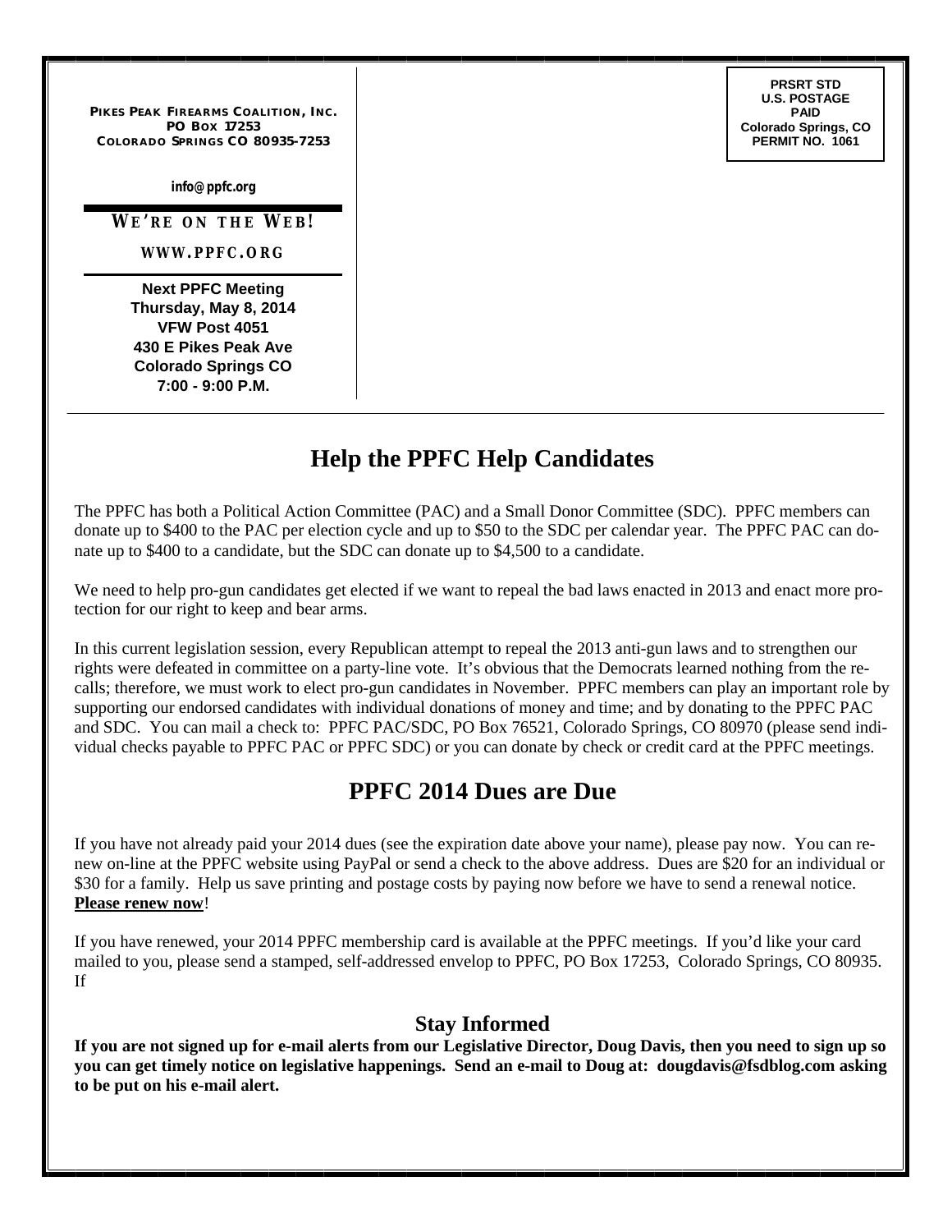**PIKES PEAK FIREARMS COALITION, INC.**
**PO BOX 17253**
**COLORADO SPRINGS CO 80935-7253**

**info@ppfc.org**

**WE'RE ON THE WEB!**

**WWW.PPFC.ORG**

**Next PPFC Meeting**
**Thursday, May 8, 2014**
**VFW Post 4051**
**430 E Pikes Peak Ave**
**Colorado Springs CO**
**7:00 - 9:00 P.M.**

**PRSRT STD**
**U.S. POSTAGE**
**PAID**
**Colorado Springs, CO**
**PERMIT NO. 1061**

## Help the PPFC Help Candidates

The PPFC has both a Political Action Committee (PAC) and a Small Donor Committee (SDC). PPFC members can donate up to $400 to the PAC per election cycle and up to $50 to the SDC per calendar year. The PPFC PAC can donate up to $400 to a candidate, but the SDC can donate up to $4,500 to a candidate.

We need to help pro-gun candidates get elected if we want to repeal the bad laws enacted in 2013 and enact more protection for our right to keep and bear arms.

In this current legislation session, every Republican attempt to repeal the 2013 anti-gun laws and to strengthen our rights were defeated in committee on a party-line vote. It's obvious that the Democrats learned nothing from the recalls; therefore, we must work to elect pro-gun candidates in November. PPFC members can play an important role by supporting our endorsed candidates with individual donations of money and time; and by donating to the PPFC PAC and SDC. You can mail a check to: PPFC PAC/SDC, PO Box 76521, Colorado Springs, CO 80970 (please send individual checks payable to PPFC PAC or PPFC SDC) or you can donate by check or credit card at the PPFC meetings.

## PPFC 2014 Dues are Due

If you have not already paid your 2014 dues (see the expiration date above your name), please pay now. You can renew on-line at the PPFC website using PayPal or send a check to the above address. Dues are $20 for an individual or $30 for a family. Help us save printing and postage costs by paying now before we have to send a renewal notice. **Please renew now**!

If you have renewed, your 2014 PPFC membership card is available at the PPFC meetings. If you'd like your card mailed to you, please send a stamped, self-addressed envelop to PPFC, PO Box 17253, Colorado Springs, CO 80935. If

### Stay Informed

**If you are not signed up for e-mail alerts from our Legislative Director, Doug Davis, then you need to sign up so you can get timely notice on legislative happenings. Send an e-mail to Doug at: dougdavis@fsdblog.com asking to be put on his e-mail alert.**